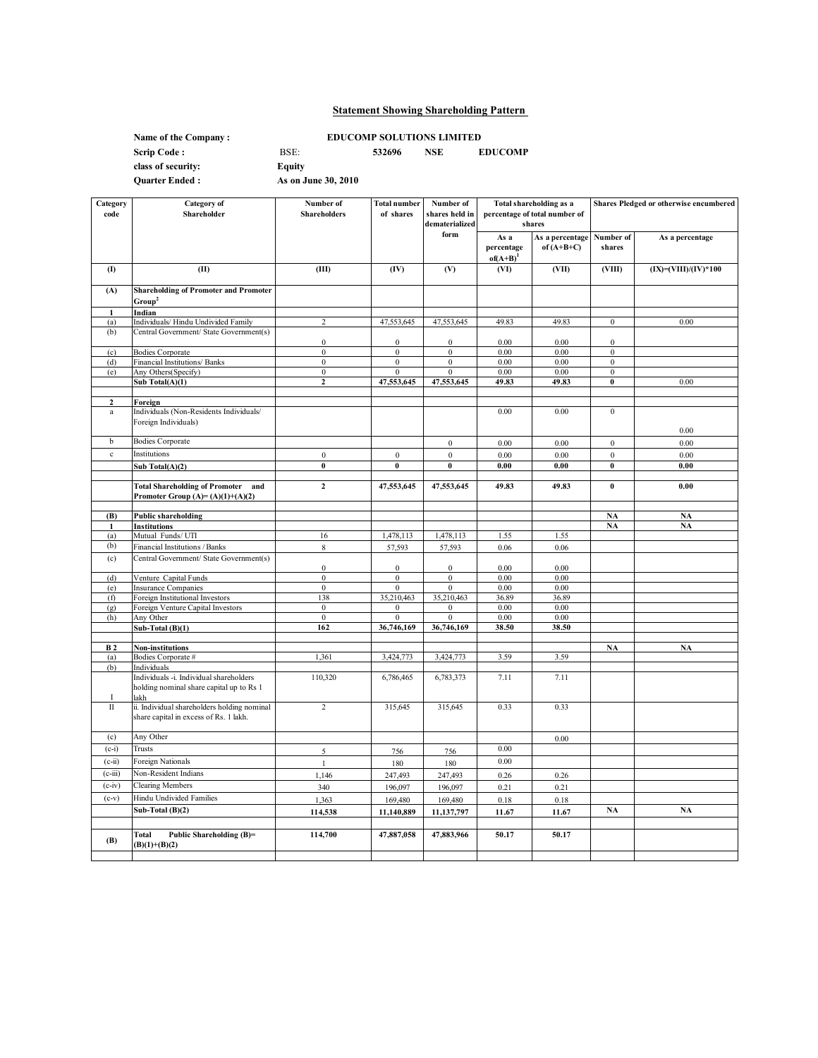## Statement Showing Shareholding Pattern

| | | | | |
|---|---|---|---|---|
| **Name of the Company :** | **EDUCOMP SOLUTIONS LIMITED** | | | |
| **Scrip Code :** | BSE: | **532696** | **NSE** | **EDUCOMP** |
| **class of security:** | **Equity** | | | |
| **Quarter Ended :** | **As on June 30, 2010** | | | |

| Category code | Category of Shareholder | Number of Shareholders | Total number of shares | Number of shares held in dematerialized form | Total shareholding as a percentage of total number of shares | | Shares Pledged or otherwise encumbered | |
|---|---|---|---|---|---|---|---|---|
| | | | | | As a percentage of(A+B)[1] | As a percentage of (A+B+C) | Number of shares | As a percentage |
| (I) | (II) | (III) | (IV) | (V) | (VI) | (VII) | (VIII) | (IX)=(VIII)/(IV)*100 |
| **(A)** | **Shareholding of Promoter and Promoter Group[2]** | | | | | | | |
| **1** | **Indian** | | | | | | | |
| (a) | Individuals/ Hindu Undivided Family | 2 | 47,553,645 | 47,553,645 | 49.83 | 49.83 | 0 | 0.00 |
| (b) | Central Government/ State Government(s) | 0 | 0 | 0 | 0.00 | 0.00 | 0 | |
| (c) | Bodies Corporate | 0 | 0 | 0 | 0.00 | 0.00 | 0 | |
| (d) | Financial Institutions/ Banks | 0 | 0 | 0 | 0.00 | 0.00 | 0 | |
| (e) | Any Others(Specify) | 0 | 0 | 0 | 0.00 | 0.00 | 0 | |
| | **Sub Total(A)(1)** | **2** | **47,553,645** | **47,553,645** | **49.83** | **49.83** | **0** | 0.00 |
| **2** | **Foreign** | | | | | | | |
| a | Individuals (Non-Residents Individuals/ Foreign Individuals) | | | | 0.00 | 0.00 | 0 | 0.00 |
| b | Bodies Corporate | | | 0 | 0.00 | 0.00 | 0 | 0.00 |
| c | Institutions | 0 | 0 | 0 | 0.00 | 0.00 | 0 | 0.00 |
| | **Sub Total(A)(2)** | **0** | **0** | **0** | **0.00** | **0.00** | **0** | **0.00** |
| | **Total Shareholding of Promoter and Promoter Group (A)= (A)(1)+(A)(2)** | **2** | **47,553,645** | **47,553,645** | **49.83** | **49.83** | **0** | **0.00** |
| **(B)** | **Public shareholding** | | | | | | **NA** | **NA** |
| **1** | **Institutions** | | | | | | **NA** | **NA** |
| (a) | Mutual Funds/ UTI | 16 | 1,478,113 | 1,478,113 | 1.55 | 1.55 | | |
| (b) | Financial Institutions / Banks | 8 | 57,593 | 57,593 | 0.06 | 0.06 | | |
| (c) | Central Government/ State Government(s) | 0 | 0 | 0 | 0.00 | 0.00 | | |
| (d) | Venture Capital Funds | 0 | 0 | 0 | 0.00 | 0.00 | | |
| (e) | Insurance Companies | 0 | 0 | 0 | 0.00 | 0.00 | | |
| (f) | Foreign Institutional Investors | 138 | 35,210,463 | 35,210,463 | 36.89 | 36.89 | | |
| (g) | Foreign Venture Capital Investors | 0 | 0 | 0 | 0.00 | 0.00 | | |
| (h) | Any Other | 0 | 0 | 0 | 0.00 | 0.00 | | |
| | **Sub-Total (B)(1)** | **162** | **36,746,169** | **36,746,169** | **38.50** | **38.50** | | |
| **B 2** | **Non-institutions** | | | | | | **NA** | **NA** |
| (a) | Bodies Corporate # | 1,361 | 3,424,773 | 3,424,773 | 3.59 | 3.59 | | |
| (b) | Individuals | | | | | | | |
| I | Individuals -i. Individual shareholders holding nominal share capital up to Rs 1 lakh | 110,320 | 6,786,465 | 6,783,373 | 7.11 | 7.11 | | |
| II | ii. Individual shareholders holding nominal share capital in excess of Rs. 1 lakh. | 2 | 315,645 | 315,645 | 0.33 | 0.33 | | |
| (c) | Any Other | | | | | 0.00 | | |
| (c-i) | Trusts | 5 | 756 | 756 | 0.00 | | | |
| (c-ii) | Foreign Nationals | 1 | 180 | 180 | 0.00 | | | |
| (c-iii) | Non-Resident Indians | 1,146 | 247,493 | 247,493 | 0.26 | 0.26 | | |
| (c-iv) | Clearing Members | 340 | 196,097 | 196,097 | 0.21 | 0.21 | | |
| (c-v) | Hindu Undivided Families | 1,363 | 169,480 | 169,480 | 0.18 | 0.18 | | |
| | **Sub-Total (B)(2)** | **114,538** | **11,140,889** | **11,137,797** | **11.67** | **11.67** | **NA** | **NA** |
| **(B)** | **Total Public Shareholding (B)= (B)(1)+(B)(2)** | **114,700** | **47,887,058** | **47,883,966** | **50.17** | **50.17** | | |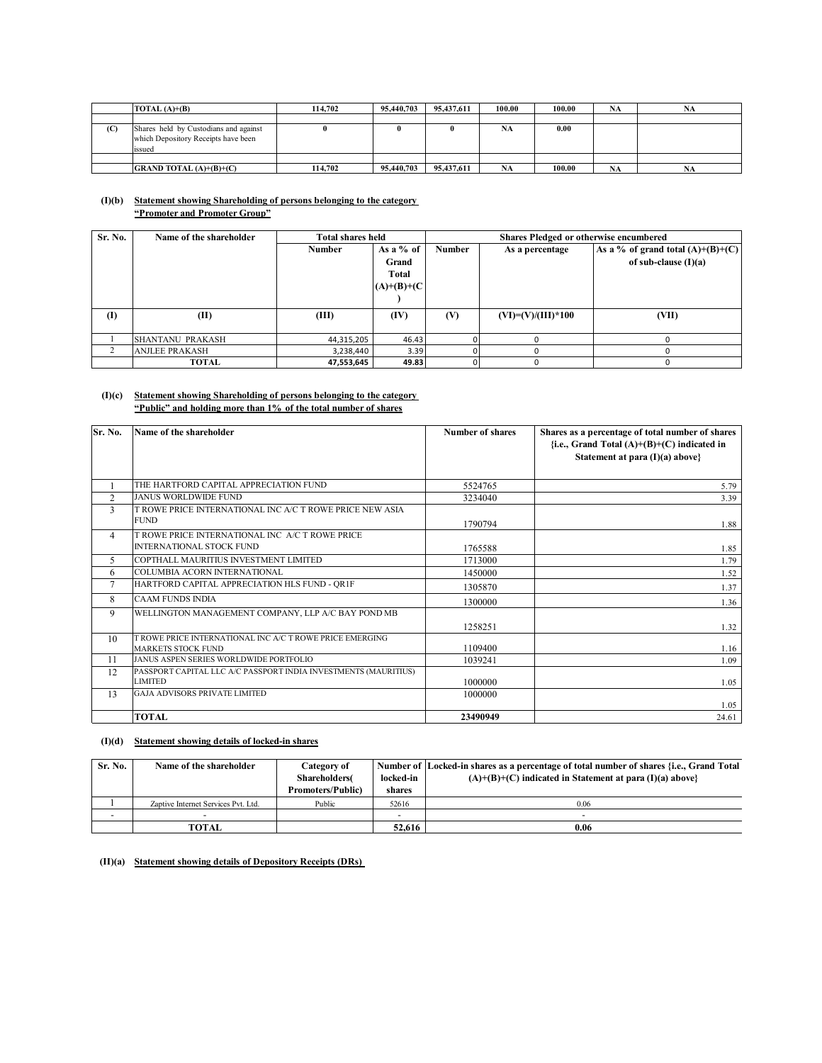| | TOTAL (A)+(B) | 114,702 | 95,440,703 | 95,437,611 | 100.00 | 100.00 | NA | NA |
|---|---|---|---|---|---|---|---|---|
| | | | | | | | | |
| (C) | Shares held by Custodians and against which Depository Receipts have been issued | 0 | 0 | 0 | NA | 0.00 | | |
| | | | | | | | | |
| | GRAND TOTAL (A)+(B)+(C) | 114,702 | 95,440,703 | 95,437,611 | NA | 100.00 | NA | NA |

**(I)(b) Statement showing Shareholding of persons belonging to the category "Promoter and Promoter Group"**

| Sr. No. | Name of the shareholder | Total shares held | | Shares Pledged or otherwise encumbered | | |
|---|---|---|---|---|---|---|
| | | Number | As a % of Grand Total (A)+(B)+(C) | Number | As a percentage | As a % of grand total (A)+(B)+(C) of sub-clause (I)(a) |
| (I) | (II) | (III) | (IV) | (V) | (VI)=(V)/(III)*100 | (VII) |
| 1 | SHANTANU PRAKASH | 44,315,205 | 46.43 | 0 | 0 | 0 |
| 2 | ANJLEE PRAKASH | 3,238,440 | 3.39 | 0 | 0 | 0 |
| | TOTAL | 47,553,645 | 49.83 | 0 | 0 | 0 |

**(I)(c) Statement showing Shareholding of persons belonging to the category "Public" and holding more than 1% of the total number of shares**

| Sr. No. | Name of the shareholder | Number of shares | Shares as a percentage of total number of shares {i.e., Grand Total (A)+(B)+(C) indicated in Statement at para (I)(a) above} |
|---|---|---|---|
| 1 | THE HARTFORD CAPITAL APPRECIATION FUND | 5524765 | 5.79 |
| 2 | JANUS WORLDWIDE FUND | 3234040 | 3.39 |
| 3 | T ROWE PRICE INTERNATIONAL INC A/C T ROWE PRICE NEW ASIA FUND | 1790794 | 1.88 |
| 4 | T ROWE PRICE INTERNATIONAL INC A/C T ROWE PRICE INTERNATIONAL STOCK FUND | 1765588 | 1.85 |
| 5 | COPTHALL MAURITIUS INVESTMENT LIMITED | 1713000 | 1.79 |
| 6 | COLUMBIA ACORN INTERNATIONAL | 1450000 | 1.52 |
| 7 | HARTFORD CAPITAL APPRECIATION HLS FUND - QR1F | 1305870 | 1.37 |
| 8 | CAAM FUNDS INDIA | 1300000 | 1.36 |
| 9 | WELLINGTON MANAGEMENT COMPANY, LLP A/C BAY POND MB | 1258251 | 1.32 |
| 10 | T ROWE PRICE INTERNATIONAL INC A/C T ROWE PRICE EMERGING MARKETS STOCK FUND | 1109400 | 1.16 |
| 11 | JANUS ASPEN SERIES WORLDWIDE PORTFOLIO | 1039241 | 1.09 |
| 12 | PASSPORT CAPITAL LLC A/C PASSPORT INDIA INVESTMENTS (MAURITIUS) LIMITED | 1000000 | 1.05 |
| 13 | GAJA ADVISORS PRIVATE LIMITED | 1000000 | 1.05 |
| | TOTAL | 23490949 | 24.61 |

**(I)(d) Statement showing details of locked-in shares**

| Sr. No. | Name of the shareholder | Category of Shareholders( Promoters/Public) | Number of locked-in shares | Locked-in shares as a percentage of total number of shares {i.e., Grand Total (A)+(B)+(C) indicated in Statement at para (I)(a) above} |
|---|---|---|---|---|
| 1 | Zaptive Internet Services Pvt. Ltd. | Public | 52616 | 0.06 |
| - | - | | - | - |
| | TOTAL | | 52,616 | 0.06 |

**(II)(a) Statement showing details of Depository Receipts (DRs)**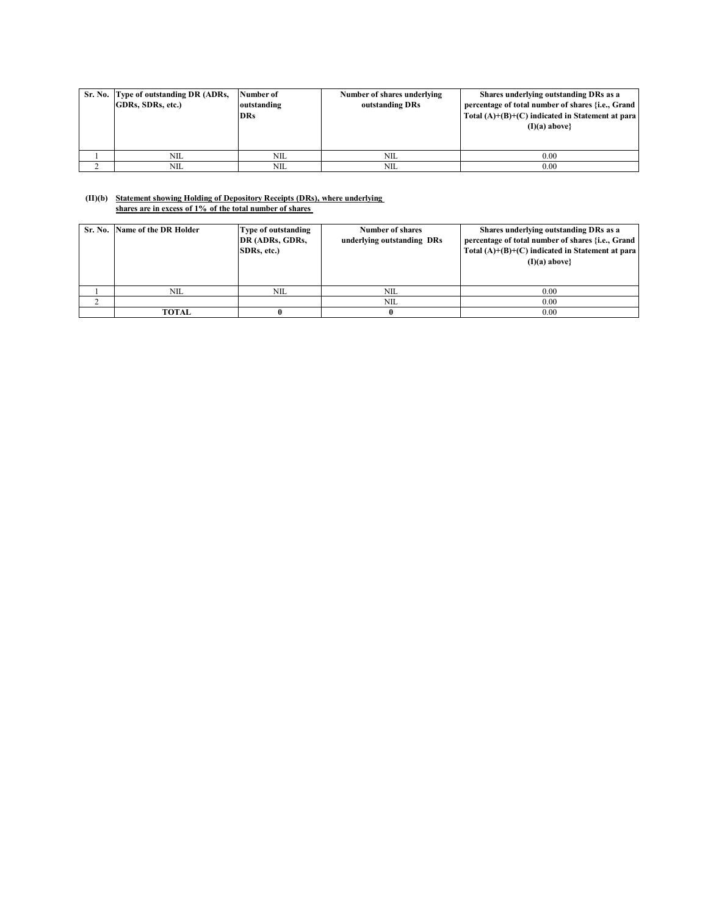| Sr. No. | Type of outstanding DR (ADRs, GDRs, SDRs, etc.) | Number of outstanding DRs | Number of shares underlying outstanding DRs | Shares underlying outstanding DRs as a percentage of total number of shares {i.e., Grand Total (A)+(B)+(C) indicated in Statement at para (I)(a) above} |
|---|---|---|---|---|
| 1 | NIL | NIL | NIL | 0.00 |
| 2 | NIL | NIL | NIL | 0.00 |

**(II)(b) Statement showing Holding of Depository Receipts (DRs), where underlying shares are in excess of 1% of the total number of shares**

| Sr. No. | Name of the DR Holder | Type of outstanding DR (ADRs, GDRs, SDRs, etc.) | Number of shares underlying outstanding DRs | Shares underlying outstanding DRs as a percentage of total number of shares {i.e., Grand Total (A)+(B)+(C) indicated in Statement at para (I)(a) above} |
|---|---|---|---|---|
| 1 | NIL | NIL | NIL | 0.00 |
| 2 | | | NIL | 0.00 |
| | **TOTAL** | **0** | **0** | 0.00 |